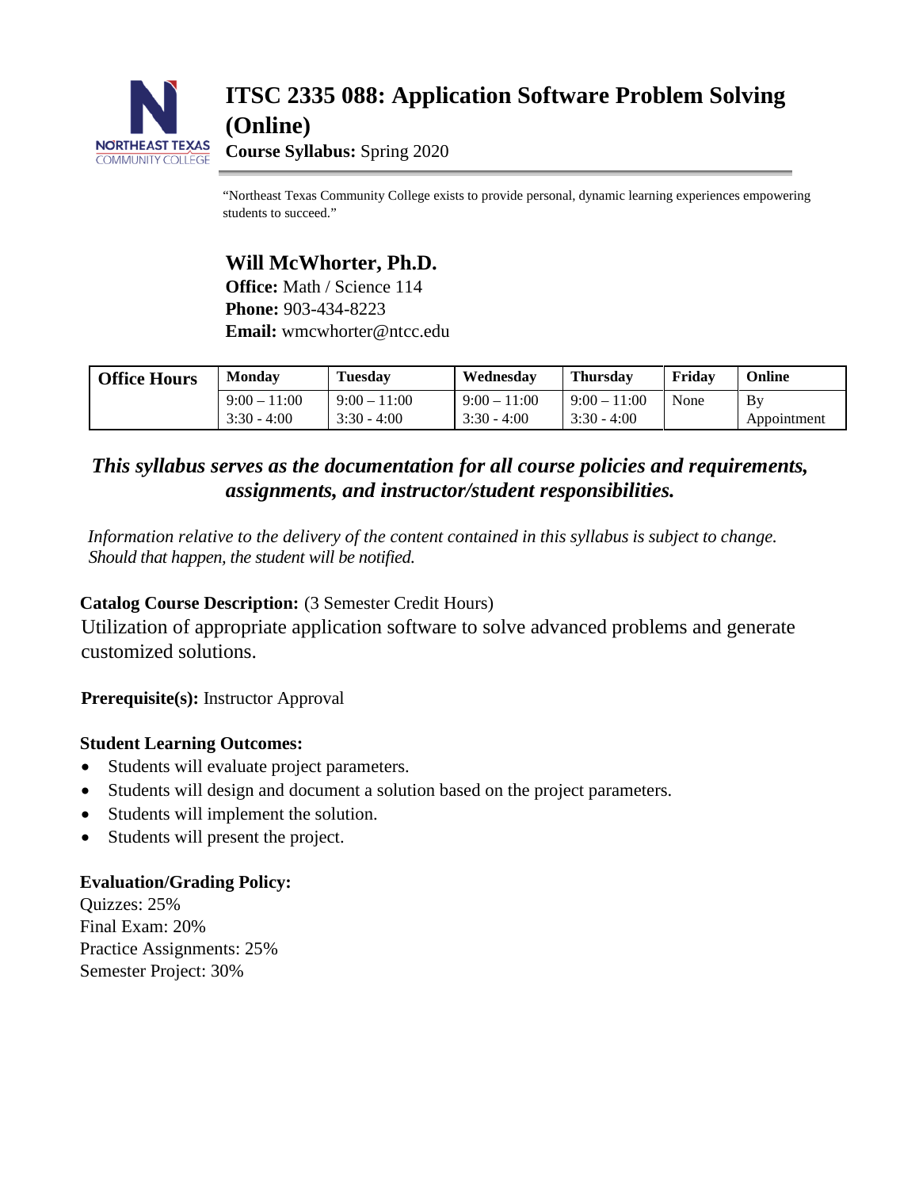# ITSC 2335 088: Application Software Problem Solving (Online)

**Course Syllabus:** Spring 2020

"Northeast Texas Community College exists to provide personal, dynamic learning experiences empowering students to succeed."

## Will McWhorter, Ph.D.

**Office:** Math / Science 114
**Phone:** 903-434-8223
**Email:** wmcwhorter@ntcc.edu

| Office Hours | Monday | Tuesday | Wednesday | Thursday | Friday | Online |
|---|---|---|---|---|---|---|
| | 9:00 – 11:00<br>3:30 - 4:00 | 9:00 – 11:00<br>3:30 - 4:00 | 9:00 – 11:00<br>3:30 - 4:00 | 9:00 – 11:00<br>3:30 - 4:00 | None | By Appointment |

***This syllabus serves as the documentation for all course policies and requirements, assignments, and instructor/student responsibilities.***

*Information relative to the delivery of the content contained in this syllabus is subject to change. Should that happen, the student will be notified.*

**Catalog Course Description:** (3 Semester Credit Hours)
Utilization of appropriate application software to solve advanced problems and generate customized solutions.

**Prerequisite(s):** Instructor Approval

**Student Learning Outcomes:**

- Students will evaluate project parameters.
- Students will design and document a solution based on the project parameters.
- Students will implement the solution.
- Students will present the project.

**Evaluation/Grading Policy:**
Quizzes: 25%
Final Exam: 20%
Practice Assignments: 25%
Semester Project: 30%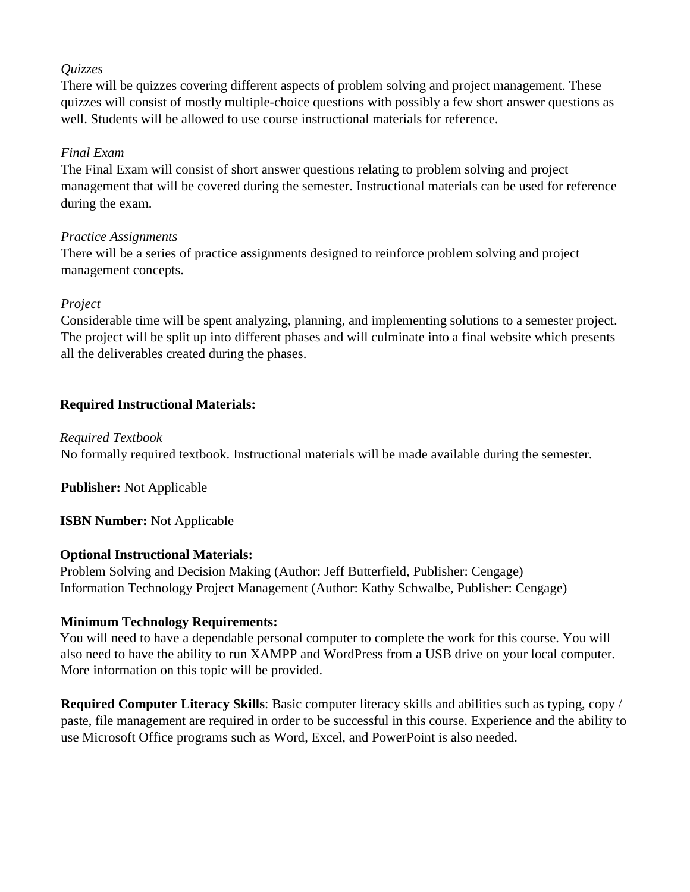*Quizzes*

There will be quizzes covering different aspects of problem solving and project management. These quizzes will consist of mostly multiple-choice questions with possibly a few short answer questions as well. Students will be allowed to use course instructional materials for reference.

*Final Exam*

The Final Exam will consist of short answer questions relating to problem solving and project management that will be covered during the semester. Instructional materials can be used for reference during the exam.

*Practice Assignments*

There will be a series of practice assignments designed to reinforce problem solving and project management concepts.

*Project*

Considerable time will be spent analyzing, planning, and implementing solutions to a semester project. The project will be split up into different phases and will culminate into a final website which presents all the deliverables created during the phases.

**Required Instructional Materials:**

*Required Textbook*

No formally required textbook. Instructional materials will be made available during the semester.

**Publisher:** Not Applicable

**ISBN Number:** Not Applicable

**Optional Instructional Materials:**

Problem Solving and Decision Making (Author: Jeff Butterfield, Publisher: Cengage)
Information Technology Project Management (Author: Kathy Schwalbe, Publisher: Cengage)

**Minimum Technology Requirements:**

You will need to have a dependable personal computer to complete the work for this course. You will also need to have the ability to run XAMPP and WordPress from a USB drive on your local computer. More information on this topic will be provided.

**Required Computer Literacy Skills**: Basic computer literacy skills and abilities such as typing, copy / paste, file management are required in order to be successful in this course. Experience and the ability to use Microsoft Office programs such as Word, Excel, and PowerPoint is also needed.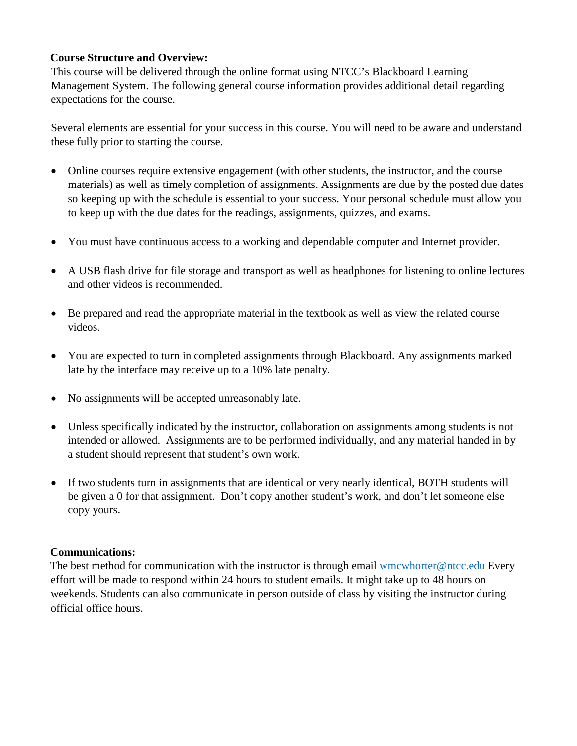**Course Structure and Overview:**

This course will be delivered through the online format using NTCC's Blackboard Learning Management System. The following general course information provides additional detail regarding expectations for the course.

Several elements are essential for your success in this course. You will need to be aware and understand these fully prior to starting the course.

- Online courses require extensive engagement (with other students, the instructor, and the course materials) as well as timely completion of assignments. Assignments are due by the posted due dates so keeping up with the schedule is essential to your success. Your personal schedule must allow you to keep up with the due dates for the readings, assignments, quizzes, and exams.
- You must have continuous access to a working and dependable computer and Internet provider.
- A USB flash drive for file storage and transport as well as headphones for listening to online lectures and other videos is recommended.
- Be prepared and read the appropriate material in the textbook as well as view the related course videos.
- You are expected to turn in completed assignments through Blackboard. Any assignments marked late by the interface may receive up to a 10% late penalty.
- No assignments will be accepted unreasonably late.
- Unless specifically indicated by the instructor, collaboration on assignments among students is not intended or allowed. Assignments are to be performed individually, and any material handed in by a student should represent that student's own work.
- If two students turn in assignments that are identical or very nearly identical, BOTH students will be given a 0 for that assignment. Don't copy another student's work, and don't let someone else copy yours.

**Communications:**

The best method for communication with the instructor is through email wmcwhorter@ntcc.edu Every effort will be made to respond within 24 hours to student emails. It might take up to 48 hours on weekends. Students can also communicate in person outside of class by visiting the instructor during official office hours.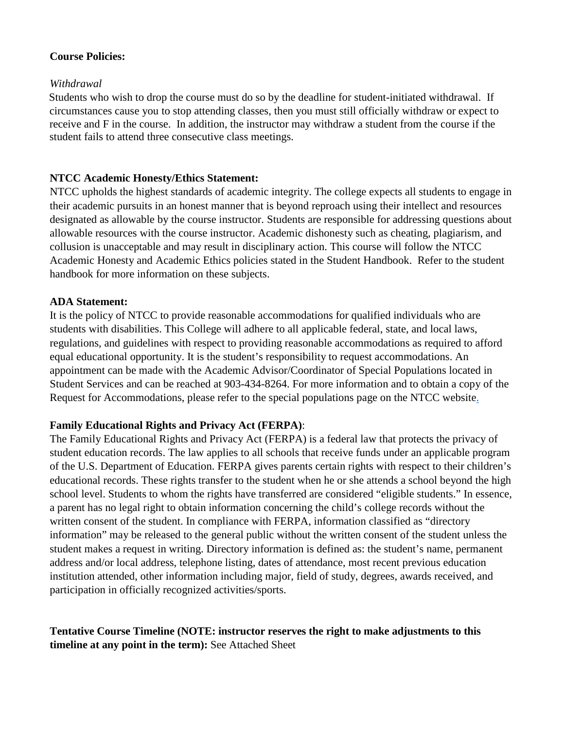**Course Policies:**

*Withdrawal*

Students who wish to drop the course must do so by the deadline for student-initiated withdrawal. If circumstances cause you to stop attending classes, then you must still officially withdraw or expect to receive and F in the course. In addition, the instructor may withdraw a student from the course if the student fails to attend three consecutive class meetings.

**NTCC Academic Honesty/Ethics Statement:**

NTCC upholds the highest standards of academic integrity. The college expects all students to engage in their academic pursuits in an honest manner that is beyond reproach using their intellect and resources designated as allowable by the course instructor. Students are responsible for addressing questions about allowable resources with the course instructor. Academic dishonesty such as cheating, plagiarism, and collusion is unacceptable and may result in disciplinary action. This course will follow the NTCC Academic Honesty and Academic Ethics policies stated in the Student Handbook. Refer to the student handbook for more information on these subjects.

**ADA Statement:**

It is the policy of NTCC to provide reasonable accommodations for qualified individuals who are students with disabilities. This College will adhere to all applicable federal, state, and local laws, regulations, and guidelines with respect to providing reasonable accommodations as required to afford equal educational opportunity. It is the student's responsibility to request accommodations. An appointment can be made with the Academic Advisor/Coordinator of Special Populations located in Student Services and can be reached at 903-434-8264. For more information and to obtain a copy of the Request for Accommodations, please refer to the special populations page on the NTCC website.

**Family Educational Rights and Privacy Act (FERPA)**:

The Family Educational Rights and Privacy Act (FERPA) is a federal law that protects the privacy of student education records. The law applies to all schools that receive funds under an applicable program of the U.S. Department of Education. FERPA gives parents certain rights with respect to their children's educational records. These rights transfer to the student when he or she attends a school beyond the high school level. Students to whom the rights have transferred are considered "eligible students." In essence, a parent has no legal right to obtain information concerning the child's college records without the written consent of the student. In compliance with FERPA, information classified as "directory information" may be released to the general public without the written consent of the student unless the student makes a request in writing. Directory information is defined as: the student's name, permanent address and/or local address, telephone listing, dates of attendance, most recent previous education institution attended, other information including major, field of study, degrees, awards received, and participation in officially recognized activities/sports.

**Tentative Course Timeline (NOTE: instructor reserves the right to make adjustments to this timeline at any point in the term):** See Attached Sheet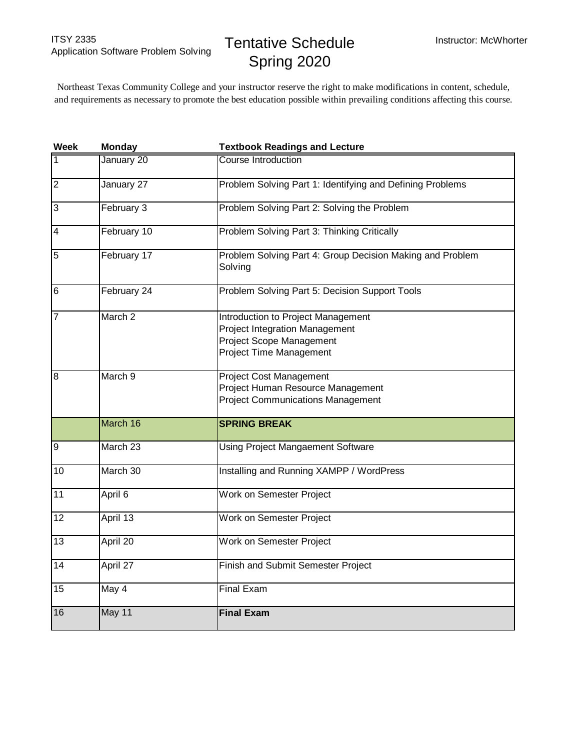ITSY 2335
Application Software Problem Solving

# Tentative Schedule
# Spring 2020

Instructor: McWhorter

Northeast Texas Community College and your instructor reserve the right to make modifications in content, schedule, and requirements as necessary to promote the best education possible within prevailing conditions affecting this course.

| Week | Monday | Textbook Readings and Lecture |
|---|---|---|
| 1 | January 20 | Course Introduction |
| 2 | January 27 | Problem Solving Part 1: Identifying and Defining Problems |
| 3 | February 3 | Problem Solving Part 2: Solving the Problem |
| 4 | February 10 | Problem Solving Part 3: Thinking Critically |
| 5 | February 17 | Problem Solving Part 4: Group Decision Making and Problem Solving |
| 6 | February 24 | Problem Solving Part 5: Decision Support Tools |
| 7 | March 2 | Introduction to Project Management<br>Project Integration Management<br>Project Scope Management<br>Project Time Management |
| 8 | March 9 | Project Cost Management<br>Project Human Resource Management<br>Project Communications Management |
| | March 16 | **SPRING BREAK** |
| 9 | March 23 | Using Project Mangaement Software |
| 10 | March 30 | Installing and Running XAMPP / WordPress |
| 11 | April 6 | Work on Semester Project |
| 12 | April 13 | Work on Semester Project |
| 13 | April 20 | Work on Semester Project |
| 14 | April 27 | Finish and Submit Semester Project |
| 15 | May 4 | Final Exam |
| 16 | May 11 | **Final Exam** |